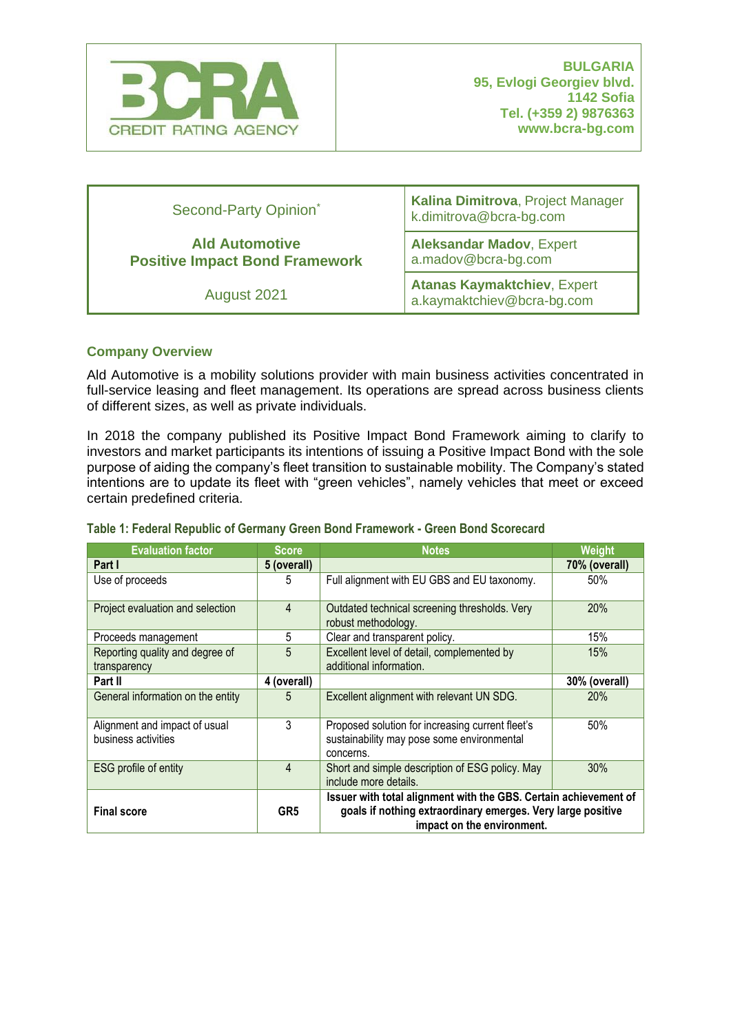BCRA CREDIT RATING AGENCY

**BULGARIA**
**95, Evlogi Georgiev blvd.**
**1142 Sofia**
**Tel. (+359 2) 9876363**
**www.bcra-bg.com**

| Second-Party Opinion* | **Kalina Dimitrova**, Project Manager k.dimitrova@bcra-bg.com |
|---|---|
| **Ald Automotive Positive Impact Bond Framework** | **Aleksandar Madov**, Expert a.madov@bcra-bg.com |
| August 2021 | **Atanas Kaymaktchiev**, Expert a.kaymaktchiev@bcra-bg.com |

## Company Overview

Ald Automotive is a mobility solutions provider with main business activities concentrated in full-service leasing and fleet management. Its operations are spread across business clients of different sizes, as well as private individuals.

In 2018 the company published its Positive Impact Bond Framework aiming to clarify to investors and market participants its intentions of issuing a Positive Impact Bond with the sole purpose of aiding the company's fleet transition to sustainable mobility. The Company's stated intentions are to update its fleet with "green vehicles", namely vehicles that meet or exceed certain predefined criteria.

**Table 1: Federal Republic of Germany Green Bond Framework - Green Bond Scorecard**

| Evaluation factor | Score | Notes | Weight |
|---|---|---|---|
| **Part I** | **5 (overall)** | | **70% (overall)** |
| Use of proceeds | 5 | Full alignment with EU GBS and EU taxonomy. | 50% |
| Project evaluation and selection | 4 | Outdated technical screening thresholds. Very robust methodology. | 20% |
| Proceeds management | 5 | Clear and transparent policy. | 15% |
| Reporting quality and degree of transparency | 5 | Excellent level of detail, complemented by additional information. | 15% |
| **Part II** | **4 (overall)** | | **30% (overall)** |
| General information on the entity | 5 | Excellent alignment with relevant UN SDG. | 20% |
| Alignment and impact of usual business activities | 3 | Proposed solution for increasing current fleet's sustainability may pose some environmental concerns. | 50% |
| ESG profile of entity | 4 | Short and simple description of ESG policy. May include more details. | 30% |
| **Final score** | **GR5** | **Issuer with total alignment with the GBS. Certain achievement of goals if nothing extraordinary emerges. Very large positive impact on the environment.** | |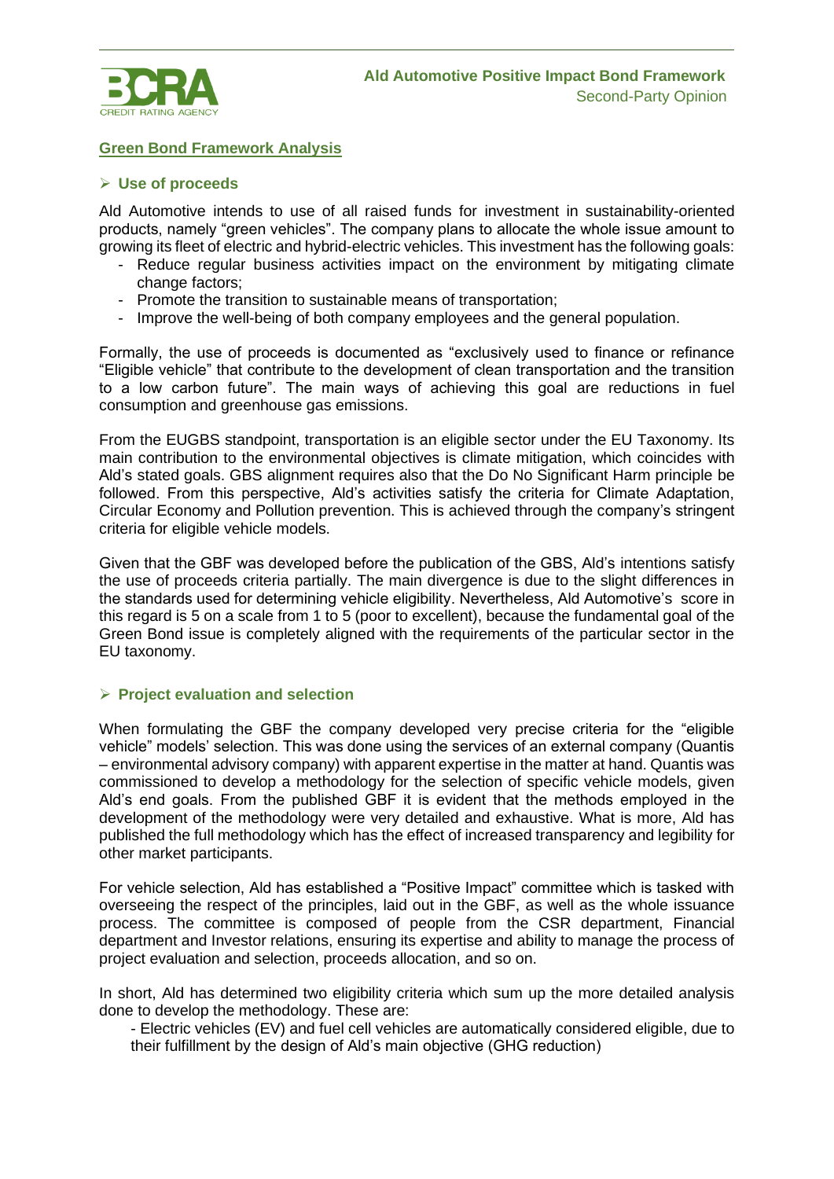## Green Bond Framework Analysis

### ➢ Use of proceeds

Ald Automotive intends to use of all raised funds for investment in sustainability-oriented products, namely "green vehicles". The company plans to allocate the whole issue amount to growing its fleet of electric and hybrid-electric vehicles. This investment has the following goals:

- Reduce regular business activities impact on the environment by mitigating climate change factors;
- Promote the transition to sustainable means of transportation;
- Improve the well-being of both company employees and the general population.

Formally, the use of proceeds is documented as "exclusively used to finance or refinance "Eligible vehicle" that contribute to the development of clean transportation and the transition to a low carbon future". The main ways of achieving this goal are reductions in fuel consumption and greenhouse gas emissions.

From the EUGBS standpoint, transportation is an eligible sector under the EU Taxonomy. Its main contribution to the environmental objectives is climate mitigation, which coincides with Ald's stated goals. GBS alignment requires also that the Do No Significant Harm principle be followed. From this perspective, Ald's activities satisfy the criteria for Climate Adaptation, Circular Economy and Pollution prevention. This is achieved through the company's stringent criteria for eligible vehicle models.

Given that the GBF was developed before the publication of the GBS, Ald's intentions satisfy the use of proceeds criteria partially. The main divergence is due to the slight differences in the standards used for determining vehicle eligibility. Nevertheless, Ald Automotive's score in this regard is 5 on a scale from 1 to 5 (poor to excellent), because the fundamental goal of the Green Bond issue is completely aligned with the requirements of the particular sector in the EU taxonomy.

### ➢ Project evaluation and selection

When formulating the GBF the company developed very precise criteria for the "eligible vehicle" models' selection. This was done using the services of an external company (Quantis – environmental advisory company) with apparent expertise in the matter at hand. Quantis was commissioned to develop a methodology for the selection of specific vehicle models, given Ald's end goals. From the published GBF it is evident that the methods employed in the development of the methodology were very detailed and exhaustive. What is more, Ald has published the full methodology which has the effect of increased transparency and legibility for other market participants.

For vehicle selection, Ald has established a "Positive Impact" committee which is tasked with overseeing the respect of the principles, laid out in the GBF, as well as the whole issuance process. The committee is composed of people from the CSR department, Financial department and Investor relations, ensuring its expertise and ability to manage the process of project evaluation and selection, proceeds allocation, and so on.

In short, Ald has determined two eligibility criteria which sum up the more detailed analysis done to develop the methodology. These are:

- Electric vehicles (EV) and fuel cell vehicles are automatically considered eligible, due to their fulfillment by the design of Ald's main objective (GHG reduction)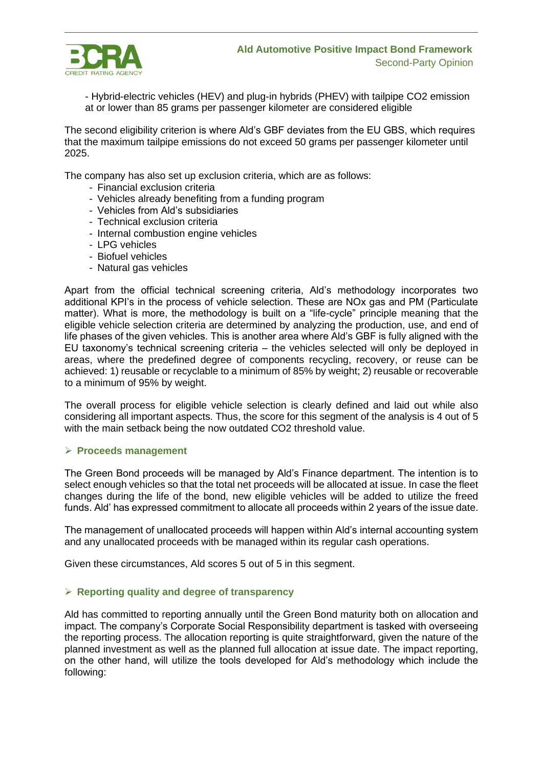- Hybrid-electric vehicles (HEV) and plug-in hybrids (PHEV) with tailpipe $CO_2$ emission at or lower than 85 grams per passenger kilometer are considered eligible

The second eligibility criterion is where Ald's GBF deviates from the EU GBS, which requires that the maximum tailpipe emissions do not exceed 50 grams per passenger kilometer until 2025.

The company has also set up exclusion criteria, which are as follows:

- Financial exclusion criteria
- Vehicles already benefiting from a funding program
- Vehicles from Ald's subsidiaries
- Technical exclusion criteria
- Internal combustion engine vehicles
- LPG vehicles
- Biofuel vehicles
- Natural gas vehicles

Apart from the official technical screening criteria, Ald's methodology incorporates two additional KPI's in the process of vehicle selection. These are NOx gas and PM (Particulate matter). What is more, the methodology is built on a "life-cycle" principle meaning that the eligible vehicle selection criteria are determined by analyzing the production, use, and end of life phases of the given vehicles. This is another area where Ald's GBF is fully aligned with the EU taxonomy's technical screening criteria – the vehicles selected will only be deployed in areas, where the predefined degree of components recycling, recovery, or reuse can be achieved: 1) reusable or recyclable to a minimum of 85% by weight; 2) reusable or recoverable to a minimum of 95% by weight.

The overall process for eligible vehicle selection is clearly defined and laid out while also considering all important aspects. Thus, the score for this segment of the analysis is 4 out of 5 with the main setback being the now outdated $CO_2$ threshold value.

## Proceeds management

The Green Bond proceeds will be managed by Ald's Finance department. The intention is to select enough vehicles so that the total net proceeds will be allocated at issue. In case the fleet changes during the life of the bond, new eligible vehicles will be added to utilize the freed funds. Ald' has expressed commitment to allocate all proceeds within 2 years of the issue date.

The management of unallocated proceeds will happen within Ald's internal accounting system and any unallocated proceeds with be managed within its regular cash operations.

Given these circumstances, Ald scores 5 out of 5 in this segment.

## Reporting quality and degree of transparency

Ald has committed to reporting annually until the Green Bond maturity both on allocation and impact. The company's Corporate Social Responsibility department is tasked with overseeing the reporting process. The allocation reporting is quite straightforward, given the nature of the planned investment as well as the planned full allocation at issue date. The impact reporting, on the other hand, will utilize the tools developed for Ald's methodology which include the following: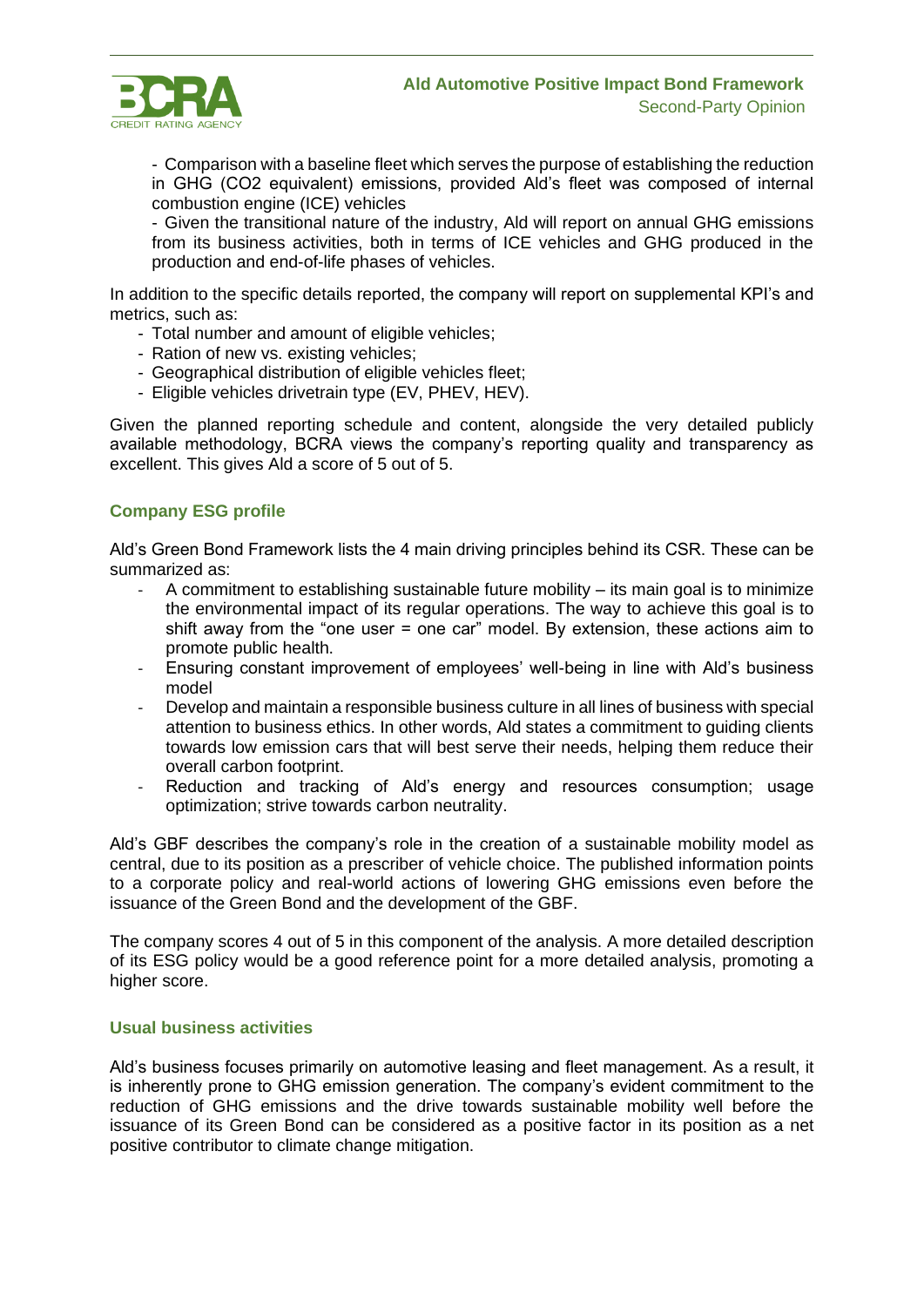- Comparison with a baseline fleet which serves the purpose of establishing the reduction in GHG ($CO_2$ equivalent) emissions, provided Ald's fleet was composed of internal combustion engine (ICE) vehicles
- Given the transitional nature of the industry, Ald will report on annual GHG emissions from its business activities, both in terms of ICE vehicles and GHG produced in the production and end-of-life phases of vehicles.

In addition to the specific details reported, the company will report on supplemental KPI's and metrics, such as:

- Total number and amount of eligible vehicles;
- Ration of new vs. existing vehicles;
- Geographical distribution of eligible vehicles fleet;
- Eligible vehicles drivetrain type (EV, PHEV, HEV).

Given the planned reporting schedule and content, alongside the very detailed publicly available methodology, BCRA views the company's reporting quality and transparency as excellent. This gives Ald a score of 5 out of 5.

### Company ESG profile

Ald's Green Bond Framework lists the 4 main driving principles behind its CSR. These can be summarized as:

- A commitment to establishing sustainable future mobility – its main goal is to minimize the environmental impact of its regular operations. The way to achieve this goal is to shift away from the "one user = one car" model. By extension, these actions aim to promote public health.
- Ensuring constant improvement of employees' well-being in line with Ald's business model
- Develop and maintain a responsible business culture in all lines of business with special attention to business ethics. In other words, Ald states a commitment to guiding clients towards low emission cars that will best serve their needs, helping them reduce their overall carbon footprint.
- Reduction and tracking of Ald's energy and resources consumption; usage optimization; strive towards carbon neutrality.

Ald's GBF describes the company's role in the creation of a sustainable mobility model as central, due to its position as a prescriber of vehicle choice. The published information points to a corporate policy and real-world actions of lowering GHG emissions even before the issuance of the Green Bond and the development of the GBF.

The company scores 4 out of 5 in this component of the analysis. A more detailed description of its ESG policy would be a good reference point for a more detailed analysis, promoting a higher score.

### Usual business activities

Ald's business focuses primarily on automotive leasing and fleet management. As a result, it is inherently prone to GHG emission generation. The company's evident commitment to the reduction of GHG emissions and the drive towards sustainable mobility well before the issuance of its Green Bond can be considered as a positive factor in its position as a net positive contributor to climate change mitigation.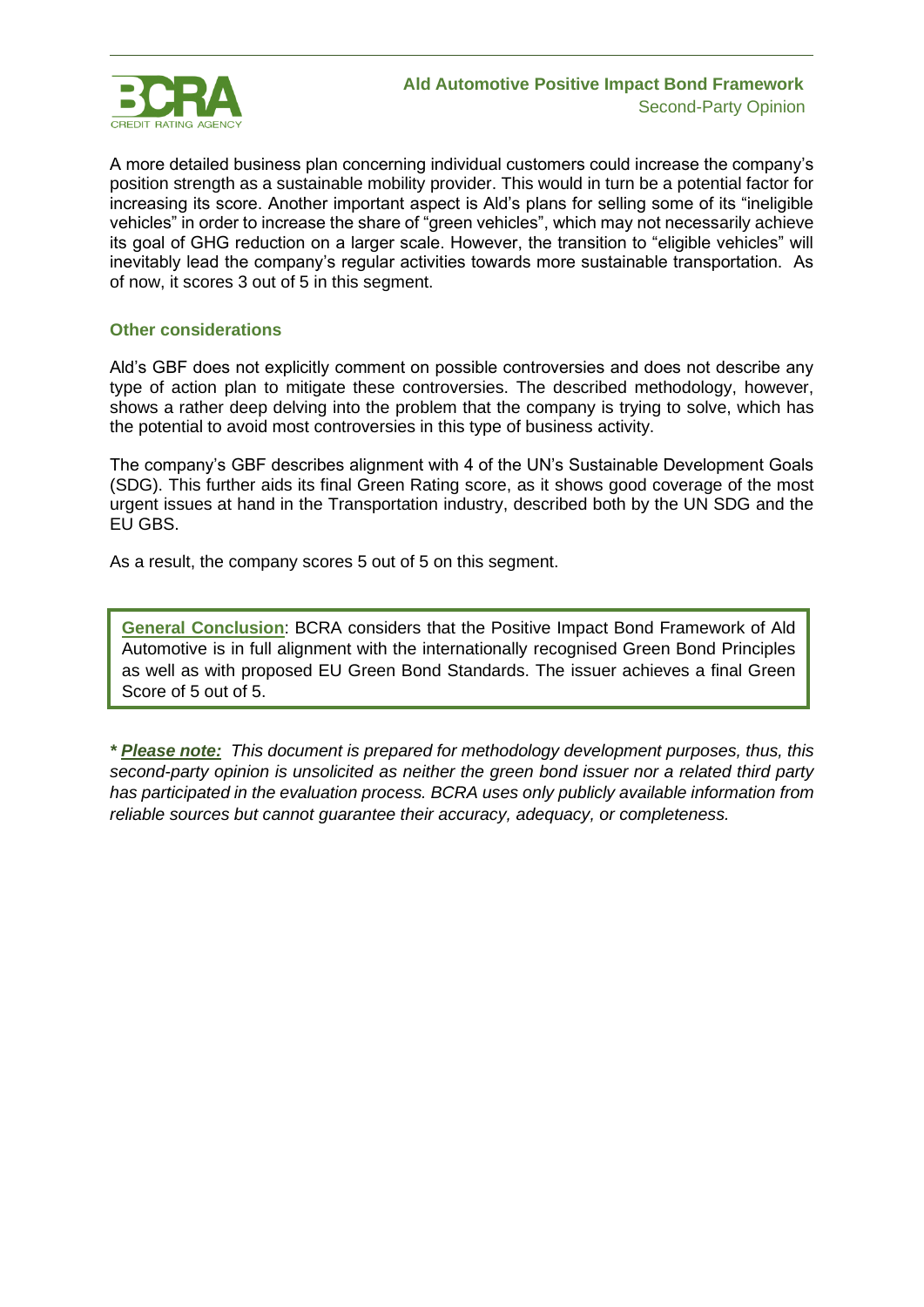A more detailed business plan concerning individual customers could increase the company's position strength as a sustainable mobility provider. This would in turn be a potential factor for increasing its score. Another important aspect is Ald's plans for selling some of its "ineligible vehicles" in order to increase the share of "green vehicles", which may not necessarily achieve its goal of GHG reduction on a larger scale. However, the transition to "eligible vehicles" will inevitably lead the company's regular activities towards more sustainable transportation. As of now, it scores 3 out of 5 in this segment.

### Other considerations

Ald's GBF does not explicitly comment on possible controversies and does not describe any type of action plan to mitigate these controversies. The described methodology, however, shows a rather deep delving into the problem that the company is trying to solve, which has the potential to avoid most controversies in this type of business activity.

The company's GBF describes alignment with 4 of the UN's Sustainable Development Goals (SDG). This further aids its final Green Rating score, as it shows good coverage of the most urgent issues at hand in the Transportation industry, described both by the UN SDG and the EU GBS.

As a result, the company scores 5 out of 5 on this segment.

**General Conclusion**: BCRA considers that the Positive Impact Bond Framework of Ald Automotive is in full alignment with the internationally recognised Green Bond Principles as well as with proposed EU Green Bond Standards. The issuer achieves a final Green Score of 5 out of 5.

***Please note:*** *This document is prepared for methodology development purposes, thus, this second-party opinion is unsolicited as neither the green bond issuer nor a related third party has participated in the evaluation process. BCRA uses only publicly available information from reliable sources but cannot guarantee their accuracy, adequacy, or completeness.*